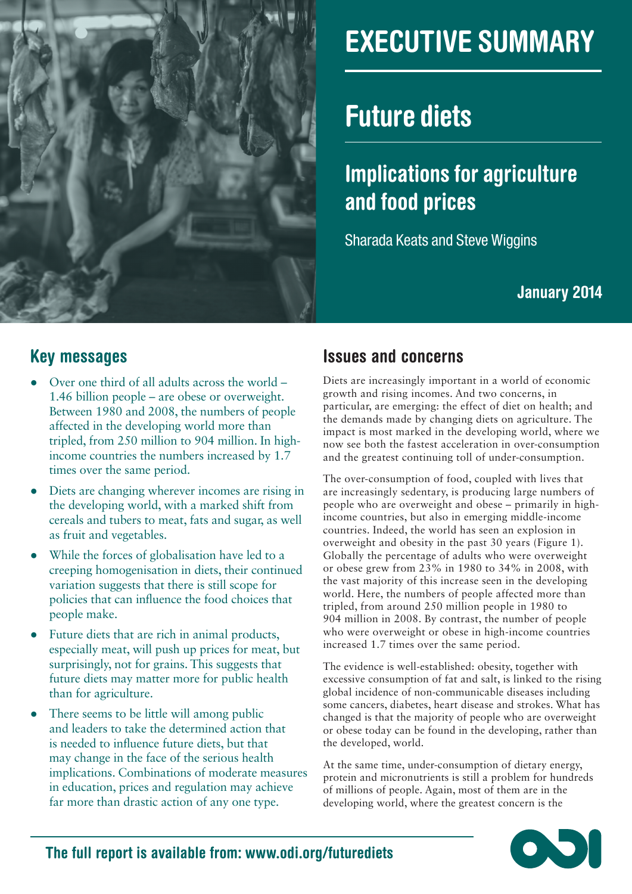# EXECUTIVE SUMMARY

# Future diets

## Implications for agriculture and food prices

Sharada Keats and Steve Wiggins

**January 2014**

## Key messages

- Over one third of all adults across the world – 1.46 billion people – are obese or overweight. Between 1980 and 2008, the numbers of people affected in the developing world more than tripled, from 250 million to 904 million. In high-income countries the numbers increased by 1.7 times over the same period.
- Diets are changing wherever incomes are rising in the developing world, with a marked shift from cereals and tubers to meat, fats and sugar, as well as fruit and vegetables.
- While the forces of globalisation have led to a creeping homogenisation in diets, their continued variation suggests that there is still scope for policies that can influence the food choices that people make.
- Future diets that are rich in animal products, especially meat, will push up prices for meat, but surprisingly, not for grains. This suggests that future diets may matter more for public health than for agriculture.
- There seems to be little will among public and leaders to take the determined action that is needed to influence future diets, but that may change in the face of the serious health implications. Combinations of moderate measures in education, prices and regulation may achieve far more than drastic action of any one type.

## Issues and concerns

Diets are increasingly important in a world of economic growth and rising incomes. And two concerns, in particular, are emerging: the effect of diet on health; and the demands made by changing diets on agriculture. The impact is most marked in the developing world, where we now see both the fastest acceleration in over-consumption and the greatest continuing toll of under-consumption.

The over-consumption of food, coupled with lives that are increasingly sedentary, is producing large numbers of people who are overweight and obese – primarily in high-income countries, but also in emerging middle-income countries. Indeed, the world has seen an explosion in overweight and obesity in the past 30 years (Figure 1). Globally the percentage of adults who were overweight or obese grew from 23% in 1980 to 34% in 2008, with the vast majority of this increase seen in the developing world. Here, the numbers of people affected more than tripled, from around 250 million people in 1980 to 904 million in 2008. By contrast, the number of people who were overweight or obese in high-income countries increased 1.7 times over the same period.

The evidence is well-established: obesity, together with excessive consumption of fat and salt, is linked to the rising global incidence of non-communicable diseases including some cancers, diabetes, heart disease and strokes. What has changed is that the majority of people who are overweight or obese today can be found in the developing, rather than the developed, world.

At the same time, under-consumption of dietary energy, protein and micronutrients is still a problem for hundreds of millions of people. Again, most of them are in the developing world, where the greatest concern is the

**The full report is available from: www.odi.org/futurediets**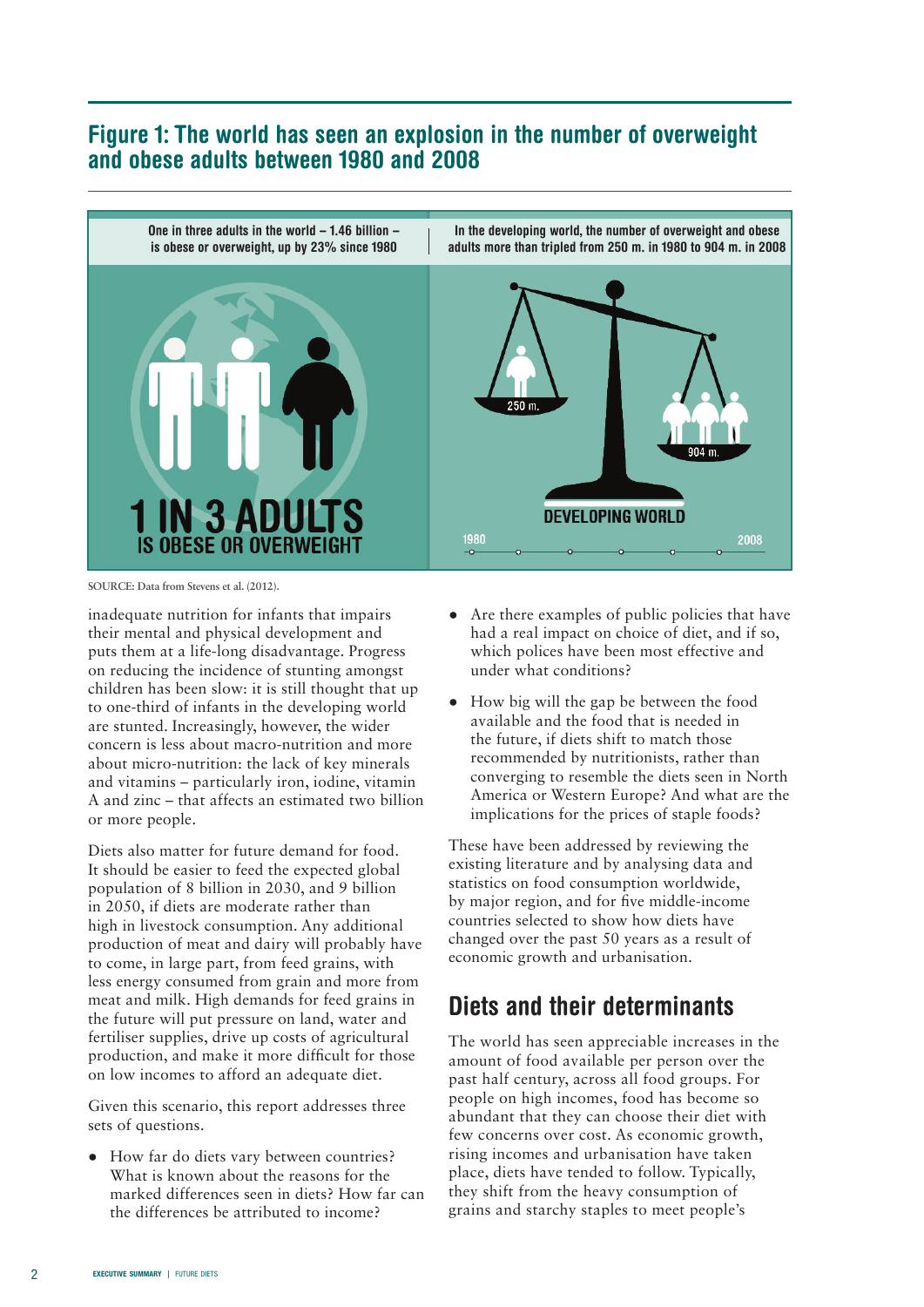## Figure 1: The world has seen an explosion in the number of overweight and obese adults between 1980 and 2008

One in three adults in the world – 1.46 billion – is obese or overweight, up by 23% since 1980

1 IN 3 ADULTS
IS OBESE OR OVERWEIGHT

In the developing world, the number of overweight and obese adults more than tripled from 250 m. in 1980 to 904 m. in 2008

250 m.
904 m.
DEVELOPING WORLD
1980
2008

SOURCE: Data from Stevens et al. (2012).

inadequate nutrition for infants that impairs their mental and physical development and puts them at a life-long disadvantage. Progress on reducing the incidence of stunting amongst children has been slow: it is still thought that up to one-third of infants in the developing world are stunted. Increasingly, however, the wider concern is less about macro-nutrition and more about micro-nutrition: the lack of key minerals and vitamins – particularly iron, iodine, vitamin A and zinc – that affects an estimated two billion or more people.

Diets also matter for future demand for food. It should be easier to feed the expected global population of 8 billion in 2030, and 9 billion in 2050, if diets are moderate rather than high in livestock consumption. Any additional production of meat and dairy will probably have to come, in large part, from feed grains, with less energy consumed from grain and more from meat and milk. High demands for feed grains in the future will put pressure on land, water and fertiliser supplies, drive up costs of agricultural production, and make it more difficult for those on low incomes to afford an adequate diet.

Given this scenario, this report addresses three sets of questions.

- How far do diets vary between countries? What is known about the reasons for the marked differences seen in diets? How far can the differences be attributed to income?
- Are there examples of public policies that have had a real impact on choice of diet, and if so, which polices have been most effective and under what conditions?
- How big will the gap be between the food available and the food that is needed in the future, if diets shift to match those recommended by nutritionists, rather than converging to resemble the diets seen in North America or Western Europe? And what are the implications for the prices of staple foods?

These have been addressed by reviewing the existing literature and by analysing data and statistics on food consumption worldwide, by major region, and for five middle-income countries selected to show how diets have changed over the past 50 years as a result of economic growth and urbanisation.

## Diets and their determinants

The world has seen appreciable increases in the amount of food available per person over the past half century, across all food groups. For people on high incomes, food has become so abundant that they can choose their diet with few concerns over cost. As economic growth, rising incomes and urbanisation have taken place, diets have tended to follow. Typically, they shift from the heavy consumption of grains and starchy staples to meet people's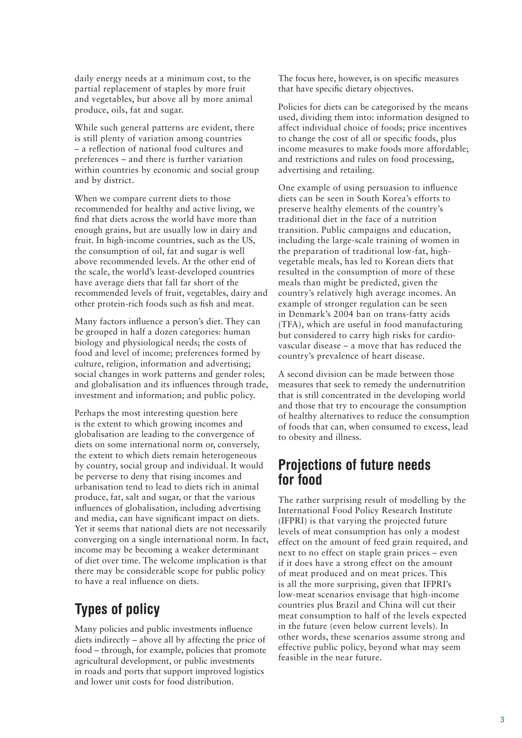daily energy needs at a minimum cost, to the partial replacement of staples by more fruit and vegetables, but above all by more animal produce, oils, fat and sugar.

While such general patterns are evident, there is still plenty of variation among countries – a reflection of national food cultures and preferences – and there is further variation within countries by economic and social group and by district.

When we compare current diets to those recommended for healthy and active living, we find that diets across the world have more than enough grains, but are usually low in dairy and fruit. In high-income countries, such as the US, the consumption of oil, fat and sugar is well above recommended levels. At the other end of the scale, the world's least-developed countries have average diets that fall far short of the recommended levels of fruit, vegetables, dairy and other protein-rich foods such as fish and meat.

Many factors influence a person's diet. They can be grouped in half a dozen categories: human biology and physiological needs; the costs of food and level of income; preferences formed by culture, religion, information and advertising; social changes in work patterns and gender roles; and globalisation and its influences through trade, investment and information; and public policy.

Perhaps the most interesting question here is the extent to which growing incomes and globalisation are leading to the convergence of diets on some international norm or, conversely, the extent to which diets remain heterogeneous by country, social group and individual. It would be perverse to deny that rising incomes and urbanisation tend to lead to diets rich in animal produce, fat, salt and sugar, or that the various influences of globalisation, including advertising and media, can have significant impact on diets. Yet it seems that national diets are not necessarily converging on a single international norm. In fact, income may be becoming a weaker determinant of diet over time. The welcome implication is that there may be considerable scope for public policy to have a real influence on diets.

## Types of policy

Many policies and public investments influence diets indirectly – above all by affecting the price of food – through, for example, policies that promote agricultural development, or public investments in roads and ports that support improved logistics and lower unit costs for food distribution.

The focus here, however, is on specific measures that have specific dietary objectives.

Policies for diets can be categorised by the means used, dividing them into: information designed to affect individual choice of foods; price incentives to change the cost of all or specific foods, plus income measures to make foods more affordable; and restrictions and rules on food processing, advertising and retailing.

One example of using persuasion to influence diets can be seen in South Korea's efforts to preserve healthy elements of the country's traditional diet in the face of a nutrition transition. Public campaigns and education, including the large-scale training of women in the preparation of traditional low-fat, high-vegetable meals, has led to Korean diets that resulted in the consumption of more of these meals than might be predicted, given the country's relatively high average incomes. An example of stronger regulation can be seen in Denmark's 2004 ban on trans-fatty acids (TFA), which are useful in food manufacturing but considered to carry high risks for cardio-vascular disease – a move that has reduced the country's prevalence of heart disease.

A second division can be made between those measures that seek to remedy the undernutrition that is still concentrated in the developing world and those that try to encourage the consumption of healthy alternatives to reduce the consumption of foods that can, when consumed to excess, lead to obesity and illness.

## Projections of future needs for food

The rather surprising result of modelling by the International Food Policy Research Institute (IFPRI) is that varying the projected future levels of meat consumption has only a modest effect on the amount of feed grain required, and next to no effect on staple grain prices – even if it does have a strong effect on the amount of meat produced and on meat prices. This is all the more surprising, given that IFPRI's low-meat scenarios envisage that high-income countries plus Brazil and China will cut their meat consumption to half of the levels expected in the future (even below current levels). In other words, these scenarios assume strong and effective public policy, beyond what may seem feasible in the near future.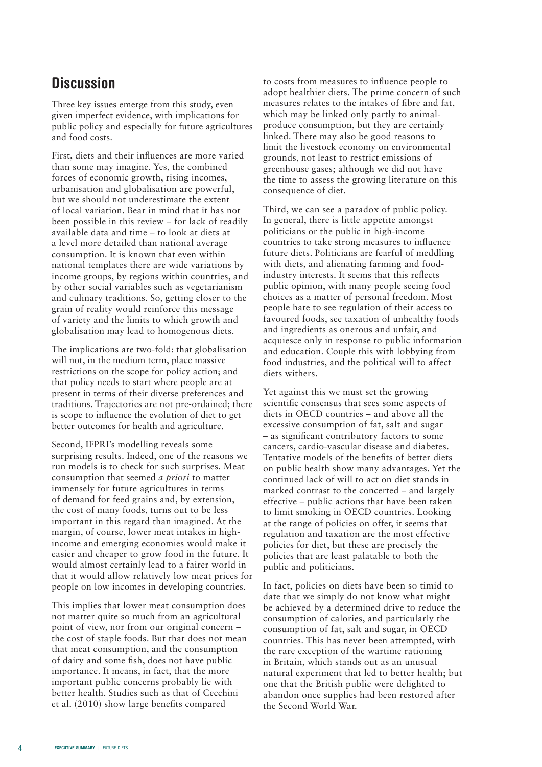## Discussion

Three key issues emerge from this study, even given imperfect evidence, with implications for public policy and especially for future agricultures and food costs.

First, diets and their influences are more varied than some may imagine. Yes, the combined forces of economic growth, rising incomes, urbanisation and globalisation are powerful, but we should not underestimate the extent of local variation. Bear in mind that it has not been possible in this review – for lack of readily available data and time – to look at diets at a level more detailed than national average consumption. It is known that even within national templates there are wide variations by income groups, by regions within countries, and by other social variables such as vegetarianism and culinary traditions. So, getting closer to the grain of reality would reinforce this message of variety and the limits to which growth and globalisation may lead to homogenous diets.

The implications are two-fold: that globalisation will not, in the medium term, place massive restrictions on the scope for policy action; and that policy needs to start where people are at present in terms of their diverse preferences and traditions. Trajectories are not pre-ordained; there is scope to influence the evolution of diet to get better outcomes for health and agriculture.

Second, IFPRI's modelling reveals some surprising results. Indeed, one of the reasons we run models is to check for such surprises. Meat consumption that seemed *a priori* to matter immensely for future agricultures in terms of demand for feed grains and, by extension, the cost of many foods, turns out to be less important in this regard than imagined. At the margin, of course, lower meat intakes in high-income and emerging economies would make it easier and cheaper to grow food in the future. It would almost certainly lead to a fairer world in that it would allow relatively low meat prices for people on low incomes in developing countries.

This implies that lower meat consumption does not matter quite so much from an agricultural point of view, nor from our original concern – the cost of staple foods. But that does not mean that meat consumption, and the consumption of dairy and some fish, does not have public importance. It means, in fact, that the more important public concerns probably lie with better health. Studies such as that of Cecchini et al. (2010) show large benefits compared to costs from measures to influence people to adopt healthier diets. The prime concern of such measures relates to the intakes of fibre and fat, which may be linked only partly to animal-produce consumption, but they are certainly linked. There may also be good reasons to limit the livestock economy on environmental grounds, not least to restrict emissions of greenhouse gases; although we did not have the time to assess the growing literature on this consequence of diet.

Third, we can see a paradox of public policy. In general, there is little appetite amongst politicians or the public in high-income countries to take strong measures to influence future diets. Politicians are fearful of meddling with diets, and alienating farming and food-industry interests. It seems that this reflects public opinion, with many people seeing food choices as a matter of personal freedom. Most people hate to see regulation of their access to favoured foods, see taxation of unhealthy foods and ingredients as onerous and unfair, and acquiesce only in response to public information and education. Couple this with lobbying from food industries, and the political will to affect diets withers.

Yet against this we must set the growing scientific consensus that sees some aspects of diets in OECD countries – and above all the excessive consumption of fat, salt and sugar – as significant contributory factors to some cancers, cardio-vascular disease and diabetes. Tentative models of the benefits of better diets on public health show many advantages. Yet the continued lack of will to act on diet stands in marked contrast to the concerted – and largely effective – public actions that have been taken to limit smoking in OECD countries. Looking at the range of policies on offer, it seems that regulation and taxation are the most effective policies for diet, but these are precisely the policies that are least palatable to both the public and politicians.

In fact, policies on diets have been so timid to date that we simply do not know what might be achieved by a determined drive to reduce the consumption of calories, and particularly the consumption of fat, salt and sugar, in OECD countries. This has never been attempted, with the rare exception of the wartime rationing in Britain, which stands out as an unusual natural experiment that led to better health; but one that the British public were delighted to abandon once supplies had been restored after the Second World War.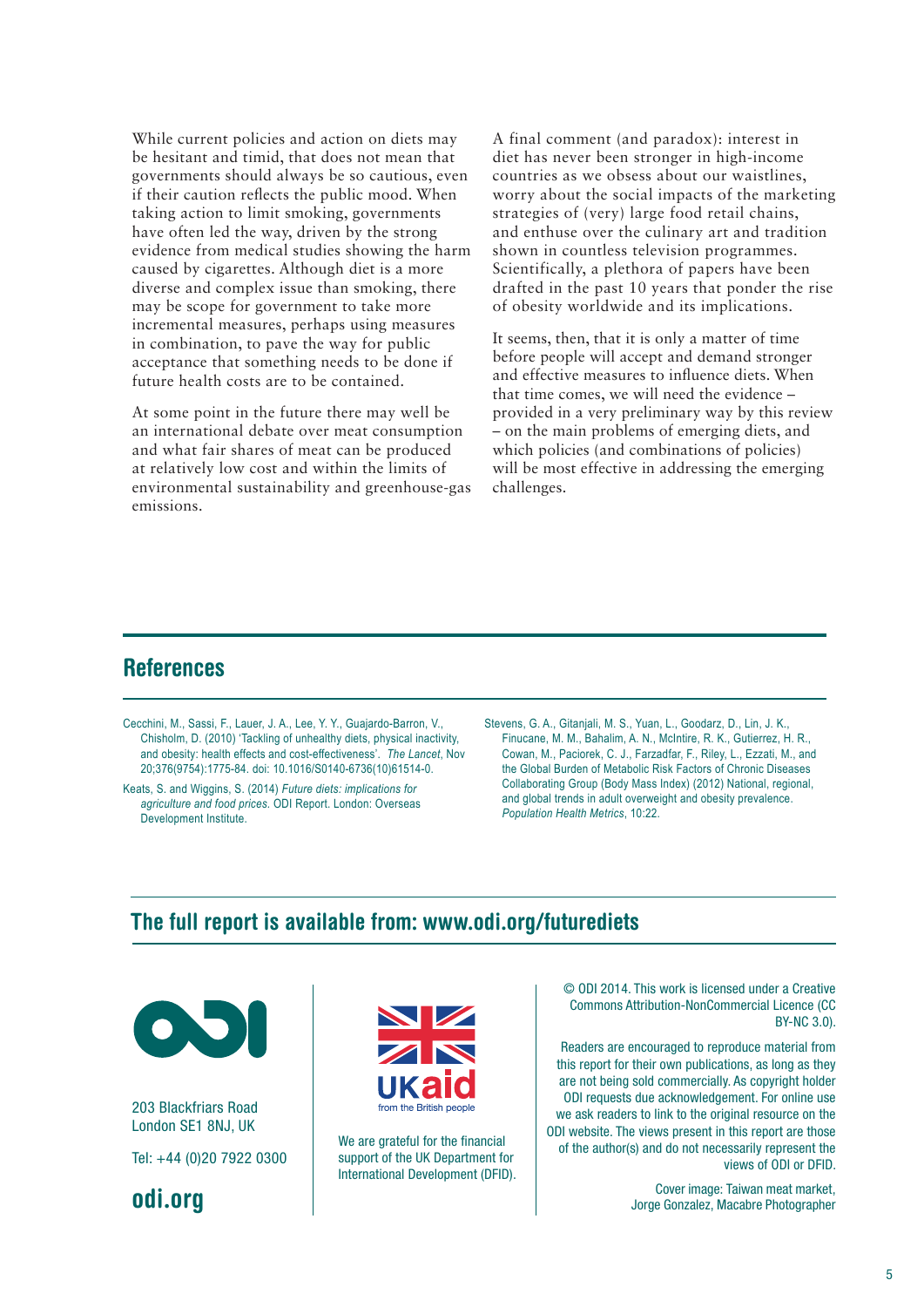While current policies and action on diets may be hesitant and timid, that does not mean that governments should always be so cautious, even if their caution reflects the public mood. When taking action to limit smoking, governments have often led the way, driven by the strong evidence from medical studies showing the harm caused by cigarettes. Although diet is a more diverse and complex issue than smoking, there may be scope for government to take more incremental measures, perhaps using measures in combination, to pave the way for public acceptance that something needs to be done if future health costs are to be contained.

At some point in the future there may well be an international debate over meat consumption and what fair shares of meat can be produced at relatively low cost and within the limits of environmental sustainability and greenhouse-gas emissions.

A final comment (and paradox): interest in diet has never been stronger in high-income countries as we obsess about our waistlines, worry about the social impacts of the marketing strategies of (very) large food retail chains, and enthuse over the culinary art and tradition shown in countless television programmes. Scientifically, a plethora of papers have been drafted in the past 10 years that ponder the rise of obesity worldwide and its implications.

It seems, then, that it is only a matter of time before people will accept and demand stronger and effective measures to influence diets. When that time comes, we will need the evidence – provided in a very preliminary way by this review – on the main problems of emerging diets, and which policies (and combinations of policies) will be most effective in addressing the emerging challenges.

## References

Cecchini, M., Sassi, F., Lauer, J. A., Lee, Y. Y., Guajardo-Barron, V., Chisholm, D. (2010) 'Tackling of unhealthy diets, physical inactivity, and obesity: health effects and cost-effectiveness'. *The Lancet*, Nov 20;376(9754):1775-84. doi: 10.1016/S0140-6736(10)61514-0.

Keats, S. and Wiggins, S. (2014) *Future diets: implications for agriculture and food prices*. ODI Report. London: Overseas Development Institute.

Stevens, G. A., Gitanjali, M. S., Yuan, L., Goodarz, D., Lin, J. K., Finucane, M. M., Bahalim, A. N., McIntire, R. K., Gutierrez, H. R., Cowan, M., Paciorek, C. J., Farzadfar, F., Riley, L., Ezzati, M., and the Global Burden of Metabolic Risk Factors of Chronic Diseases Collaborating Group (Body Mass Index) (2012) National, regional, and global trends in adult overweight and obesity prevalence. *Population Health Metrics*, 10:22.

## The full report is available from: www.odi.org/futurediets

203 Blackfriars Road
London SE1 8NJ, UK

Tel: +44 (0)20 7922 0300

**odi.org**

UKaid from the British people

We are grateful for the financial support of the UK Department for International Development (DFID).

© ODI 2014. This work is licensed under a Creative Commons Attribution-NonCommercial Licence (CC BY-NC 3.0).

Readers are encouraged to reproduce material from this report for their own publications, as long as they are not being sold commercially. As copyright holder ODI requests due acknowledgement. For online use we ask readers to link to the original resource on the ODI website. The views present in this report are those of the author(s) and do not necessarily represent the views of ODI or DFID.

Cover image: Taiwan meat market, Jorge Gonzalez, Macabre Photographer